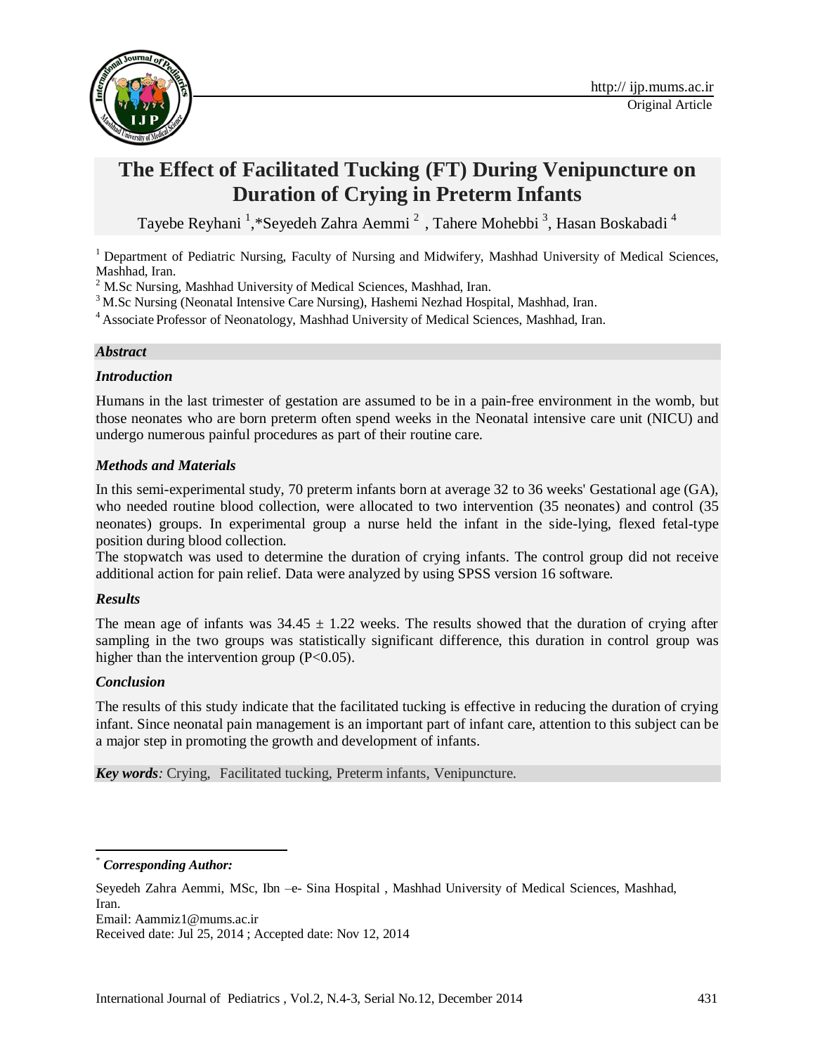# The Effect of Facilitated Tucking (FT) During Venipuncture on Duration of Crying in Preterm Infants

Tayebe Reyhani [1],*Seyedeh Zahra Aemmi [2] , Tahere Mohebbi [3], Hasan Boskabadi [4]

[1] Department of Pediatric Nursing, Faculty of Nursing and Midwifery, Mashhad University of Medical Sciences, Mashhad, Iran.

[2] M.Sc Nursing, Mashhad University of Medical Sciences, Mashhad, Iran.

[3] M.Sc Nursing (Neonatal Intensive Care Nursing), Hashemi Nezhad Hospital, Mashhad, Iran.

[4] Associate Professor of Neonatology, Mashhad University of Medical Sciences, Mashhad, Iran.

### *Abstract*

#### *Introduction*

Humans in the last trimester of gestation are assumed to be in a pain-free environment in the womb, but those neonates who are born preterm often spend weeks in the Neonatal intensive care unit (NICU) and undergo numerous painful procedures as part of their routine care.

#### *Methods and Materials*

In this semi-experimental study, 70 preterm infants born at average 32 to 36 weeks' Gestational age (GA), who needed routine blood collection, were allocated to two intervention (35 neonates) and control (35 neonates) groups. In experimental group a nurse held the infant in the side-lying, flexed fetal-type position during blood collection.

The stopwatch was used to determine the duration of crying infants. The control group did not receive additional action for pain relief. Data were analyzed by using SPSS version 16 software.

#### *Results*

The mean age of infants was $34.45 \pm 1.22$ weeks. The results showed that the duration of crying after sampling in the two groups was statistically significant difference, this duration in control group was higher than the intervention group ($P<0.05$).

#### *Conclusion*

The results of this study indicate that the facilitated tucking is effective in reducing the duration of crying infant. Since neonatal pain management is an important part of infant care, attention to this subject can be a major step in promoting the growth and development of infants.

***Key words****:* Crying, Facilitated tucking, Preterm infants, Venipuncture.

---

\* ***Corresponding Author:***

Seyedeh Zahra Aemmi, MSc, Ibn –e- Sina Hospital , Mashhad University of Medical Sciences, Mashhad, Iran.

Email: Aammiz1@mums.ac.ir

Received date: Jul 25, 2014 ; Accepted date: Nov 12, 2014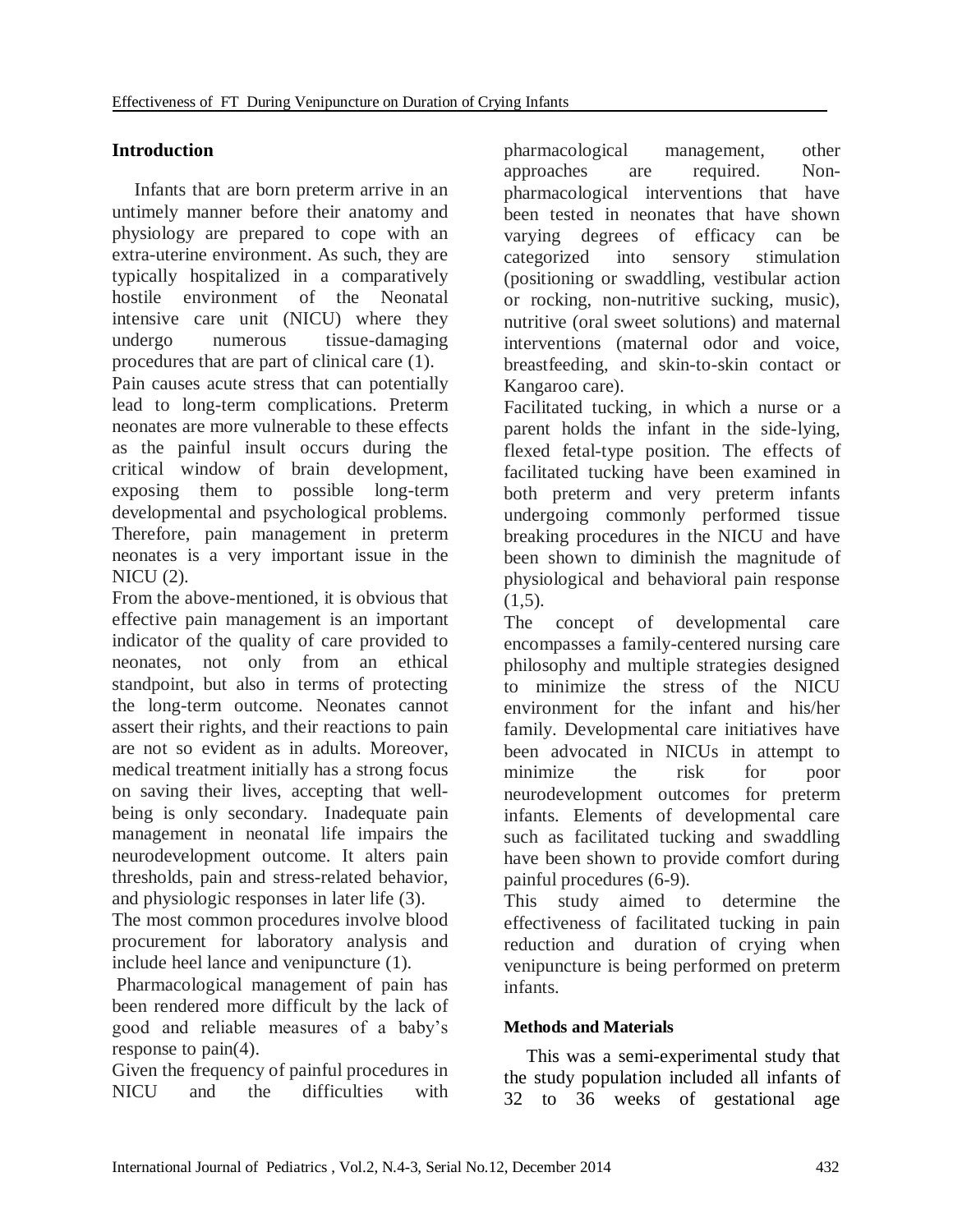## Introduction

Infants that are born preterm arrive in an untimely manner before their anatomy and physiology are prepared to cope with an extra-uterine environment. As such, they are typically hospitalized in a comparatively hostile environment of the Neonatal intensive care unit (NICU) where they undergo numerous tissue-damaging procedures that are part of clinical care (1).

Pain causes acute stress that can potentially lead to long-term complications. Preterm neonates are more vulnerable to these effects as the painful insult occurs during the critical window of brain development, exposing them to possible long-term developmental and psychological problems. Therefore, pain management in preterm neonates is a very important issue in the NICU (2).

From the above-mentioned, it is obvious that effective pain management is an important indicator of the quality of care provided to neonates, not only from an ethical standpoint, but also in terms of protecting the long-term outcome. Neonates cannot assert their rights, and their reactions to pain are not so evident as in adults. Moreover, medical treatment initially has a strong focus on saving their lives, accepting that well-being is only secondary. Inadequate pain management in neonatal life impairs the neurodevelopment outcome. It alters pain thresholds, pain and stress-related behavior, and physiologic responses in later life (3).

The most common procedures involve blood procurement for laboratory analysis and include heel lance and venipuncture (1).

Pharmacological management of pain has been rendered more difficult by the lack of good and reliable measures of a baby's response to pain(4).

Given the frequency of painful procedures in NICU and the difficulties with pharmacological management, other approaches are required. Non-pharmacological interventions that have been tested in neonates that have shown varying degrees of efficacy can be categorized into sensory stimulation (positioning or swaddling, vestibular action or rocking, non-nutritive sucking, music), nutritive (oral sweet solutions) and maternal interventions (maternal odor and voice, breastfeeding, and skin-to-skin contact or Kangaroo care).

Facilitated tucking, in which a nurse or a parent holds the infant in the side-lying, flexed fetal-type position. The effects of facilitated tucking have been examined in both preterm and very preterm infants undergoing commonly performed tissue breaking procedures in the NICU and have been shown to diminish the magnitude of physiological and behavioral pain response (1,5).

The concept of developmental care encompasses a family-centered nursing care philosophy and multiple strategies designed to minimize the stress of the NICU environment for the infant and his/her family. Developmental care initiatives have been advocated in NICUs in attempt to minimize the risk for poor neurodevelopment outcomes for preterm infants. Elements of developmental care such as facilitated tucking and swaddling have been shown to provide comfort during painful procedures (6-9).

This study aimed to determine the effectiveness of facilitated tucking in pain reduction and duration of crying when venipuncture is being performed on preterm infants.

## Methods and Materials

This was a semi-experimental study that the study population included all infants of 32 to 36 weeks of gestational age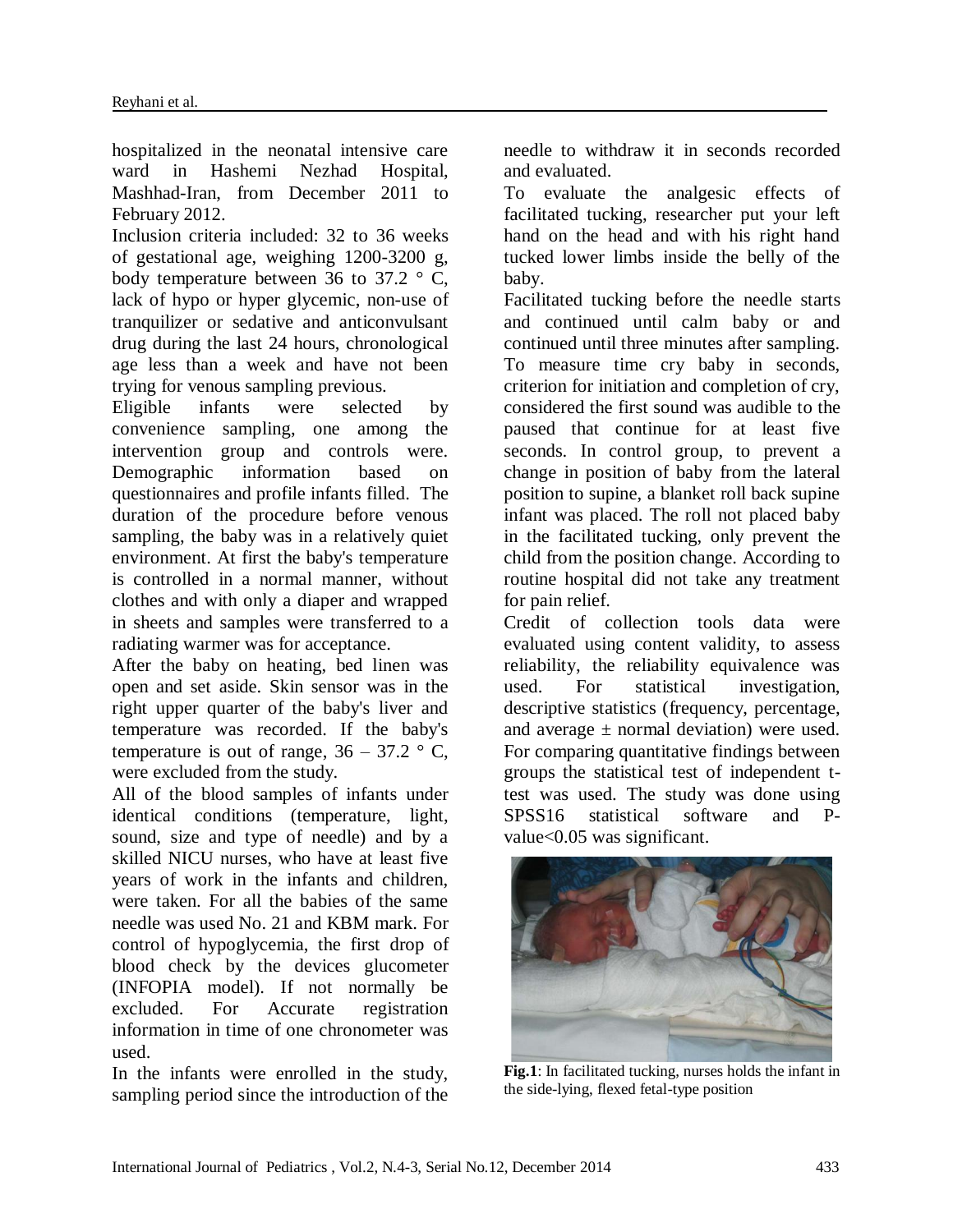hospitalized in the neonatal intensive care ward in Hashemi Nezhad Hospital, Mashhad-Iran, from December 2011 to February 2012.

Inclusion criteria included: 32 to 36 weeks of gestational age, weighing 1200-3200 g, body temperature between 36 to 37.2 ° C, lack of hypo or hyper glycemic, non-use of tranquilizer or sedative and anticonvulsant drug during the last 24 hours, chronological age less than a week and have not been trying for venous sampling previous.

Eligible infants were selected by convenience sampling, one among the intervention group and controls were. Demographic information based on questionnaires and profile infants filled. The duration of the procedure before venous sampling, the baby was in a relatively quiet environment. At first the baby's temperature is controlled in a normal manner, without clothes and with only a diaper and wrapped in sheets and samples were transferred to a radiating warmer was for acceptance.

After the baby on heating, bed linen was open and set aside. Skin sensor was in the right upper quarter of the baby's liver and temperature was recorded. If the baby's temperature is out of range, 36 – 37.2 ° C, were excluded from the study.

All of the blood samples of infants under identical conditions (temperature, light, sound, size and type of needle) and by a skilled NICU nurses, who have at least five years of work in the infants and children, were taken. For all the babies of the same needle was used No. 21 and KBM mark. For control of hypoglycemia, the first drop of blood check by the devices glucometer (INFOPIA model). If not normally be excluded. For Accurate registration information in time of one chronometer was used.

In the infants were enrolled in the study, sampling period since the introduction of the needle to withdraw it in seconds recorded and evaluated.

To evaluate the analgesic effects of facilitated tucking, researcher put your left hand on the head and with his right hand tucked lower limbs inside the belly of the baby.

Facilitated tucking before the needle starts and continued until calm baby or and continued until three minutes after sampling. To measure time cry baby in seconds, criterion for initiation and completion of cry, considered the first sound was audible to the paused that continue for at least five seconds. In control group, to prevent a change in position of baby from the lateral position to supine, a blanket roll back supine infant was placed. The roll not placed baby in the facilitated tucking, only prevent the child from the position change. According to routine hospital did not take any treatment for pain relief.

Credit of collection tools data were evaluated using content validity, to assess reliability, the reliability equivalence was used. For statistical investigation, descriptive statistics (frequency, percentage, and average ± normal deviation) were used. For comparing quantitative findings between groups the statistical test of independent t-test was used. The study was done using SPSS16 statistical software and P-value<0.05 was significant.

**Fig.1**: In facilitated tucking, nurses holds the infant in the side-lying, flexed fetal-type position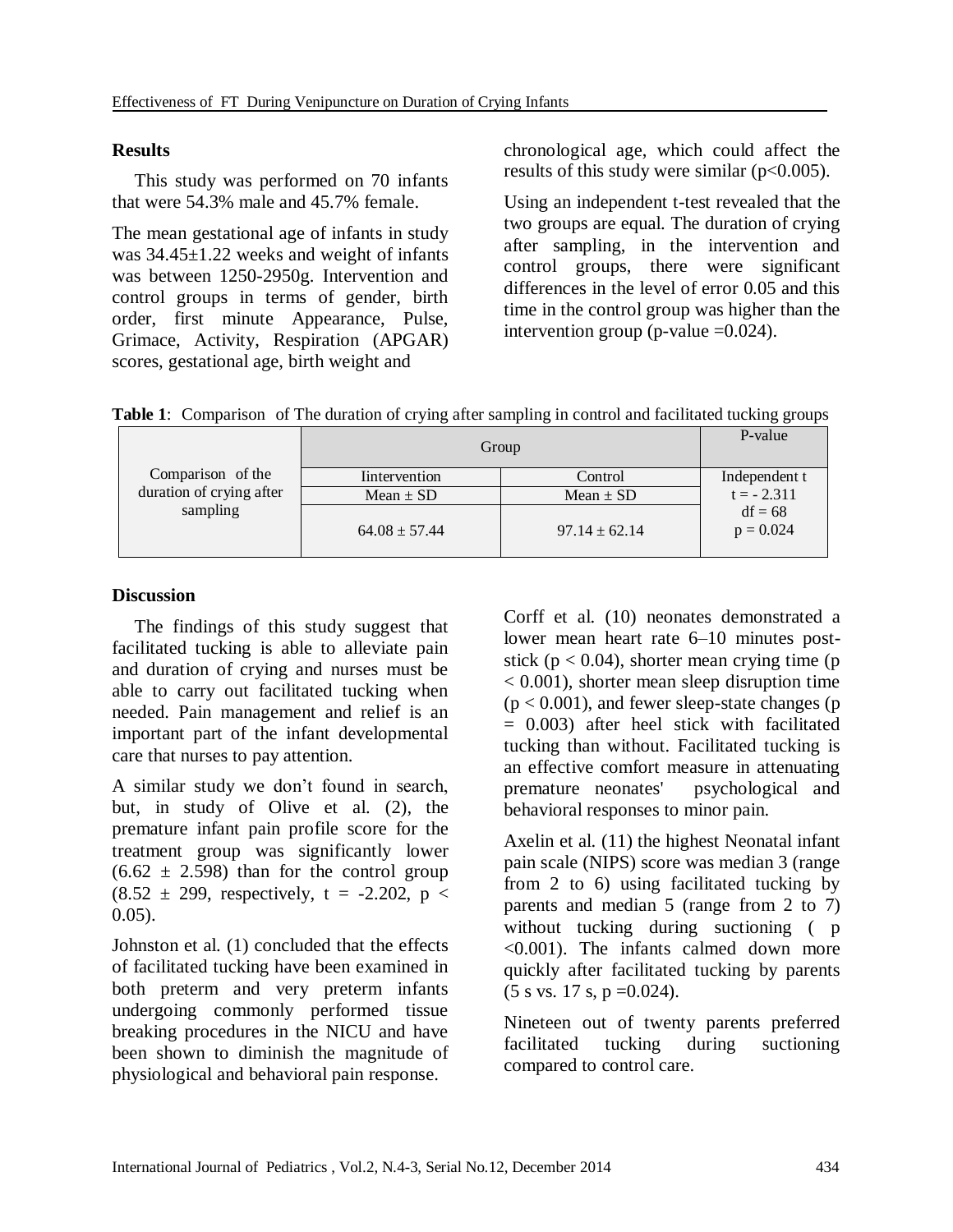## Results

This study was performed on 70 infants that were 54.3% male and 45.7% female.

The mean gestational age of infants in study was 34.45±1.22 weeks and weight of infants was between 1250-2950g. Intervention and control groups in terms of gender, birth order, first minute Appearance, Pulse, Grimace, Activity, Respiration (APGAR) scores, gestational age, birth weight and chronological age, which could affect the results of this study were similar ($p<0.005$).

Using an independent t-test revealed that the two groups are equal. The duration of crying after sampling, in the intervention and control groups, there were significant differences in the level of error 0.05 and this time in the control group was higher than the intervention group (p-value =0.024).

**Table 1**: Comparison of The duration of crying after sampling in control and facilitated tucking groups

| | Group | | P-value |
|---|---|---|---|
| Comparison of the duration of crying after sampling | Iintervention | Control | Independent t |
| | Mean ± SD | Mean ± SD | t = - 2.311 |
| | 64.08 ± 57.44 | 97.14 ± 62.14 | df = 68<br>p = 0.024 |

## Discussion

The findings of this study suggest that facilitated tucking is able to alleviate pain and duration of crying and nurses must be able to carry out facilitated tucking when needed. Pain management and relief is an important part of the infant developmental care that nurses to pay attention.

A similar study we don't found in search, but, in study of Olive et al. (2), the premature infant pain profile score for the treatment group was significantly lower (6.62 ± 2.598) than for the control group (8.52 ± 299, respectively, $t = -2.202$, $p < 0.05$).

Johnston et al. (1) concluded that the effects of facilitated tucking have been examined in both preterm and very preterm infants undergoing commonly performed tissue breaking procedures in the NICU and have been shown to diminish the magnitude of physiological and behavioral pain response.

Corff et al. (10) neonates demonstrated a lower mean heart rate 6–10 minutes post-stick ($p < 0.04$), shorter mean crying time ($p < 0.001$), shorter mean sleep disruption time ($p < 0.001$), and fewer sleep-state changes ($p = 0.003$) after heel stick with facilitated tucking than without. Facilitated tucking is an effective comfort measure in attenuating premature neonates' psychological and behavioral responses to minor pain.

Axelin et al. (11) the highest Neonatal infant pain scale (NIPS) score was median 3 (range from 2 to 6) using facilitated tucking by parents and median 5 (range from 2 to 7) without tucking during suctioning ( $p <0.001$). The infants calmed down more quickly after facilitated tucking by parents (5 s vs. 17 s, $p =0.024$).

Nineteen out of twenty parents preferred facilitated tucking during suctioning compared to control care.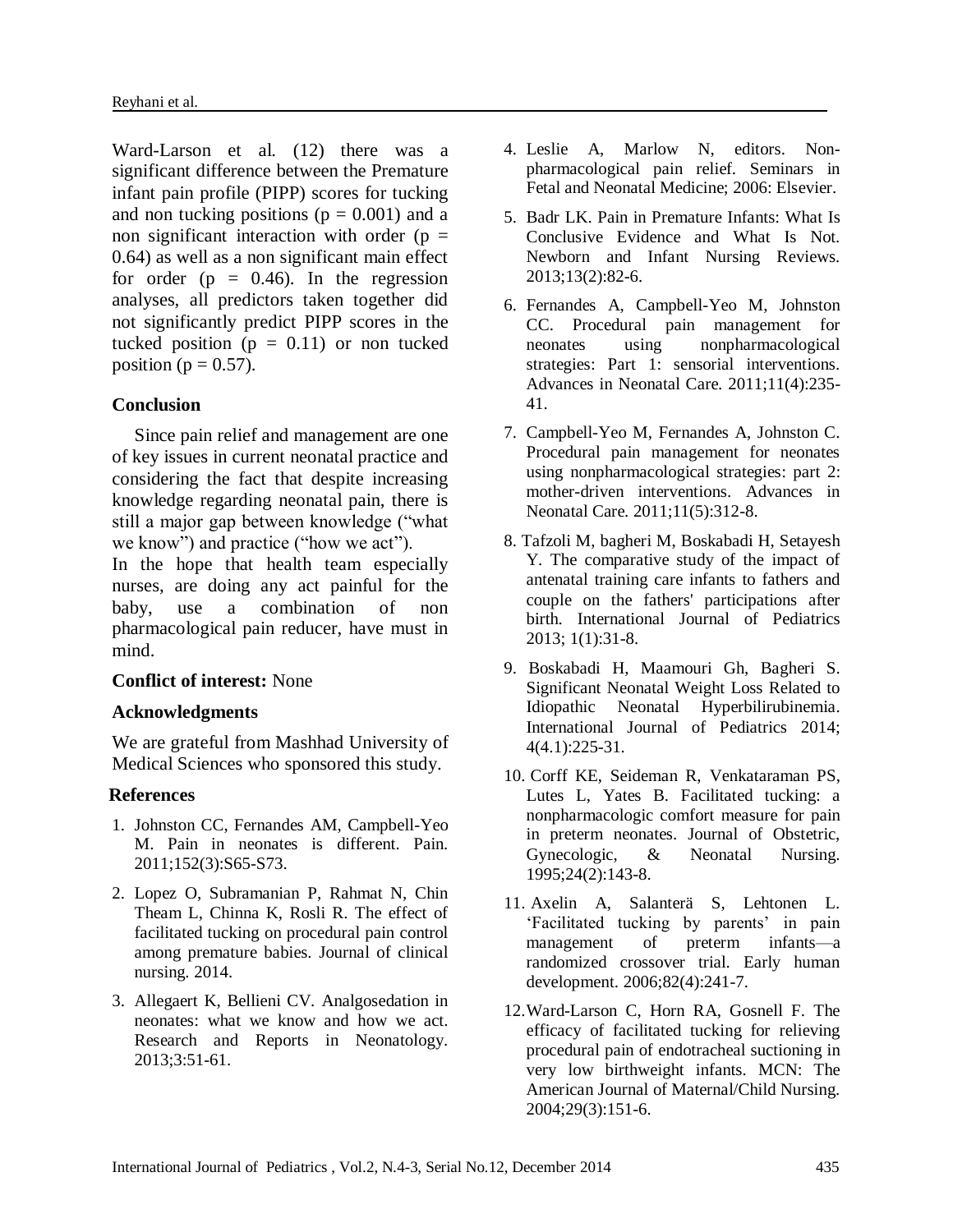Ward-Larson et al. (12) there was a significant difference between the Premature infant pain profile (PIPP) scores for tucking and non tucking positions ($p = 0.001$) and a non significant interaction with order ($p = 0.64$) as well as a non significant main effect for order ($p = 0.46$). In the regression analyses, all predictors taken together did not significantly predict PIPP scores in the tucked position ($p = 0.11$) or non tucked position ($p = 0.57$).

## Conclusion

Since pain relief and management are one of key issues in current neonatal practice and considering the fact that despite increasing knowledge regarding neonatal pain, there is still a major gap between knowledge ("what we know") and practice ("how we act").

In the hope that health team especially nurses, are doing any act painful for the baby, use a combination of non pharmacological pain reducer, have must in mind.

**Conflict of interest:** None

## Acknowledgments

We are grateful from Mashhad University of Medical Sciences who sponsored this study.

## References

1. Johnston CC, Fernandes AM, Campbell-Yeo M. Pain in neonates is different. Pain. 2011;152(3):S65-S73.
2. Lopez O, Subramanian P, Rahmat N, Chin Theam L, Chinna K, Rosli R. The effect of facilitated tucking on procedural pain control among premature babies. Journal of clinical nursing. 2014.
3. Allegaert K, Bellieni CV. Analgosedation in neonates: what we know and how we act. Research and Reports in Neonatology. 2013;3:51-61.
4. Leslie A, Marlow N, editors. Non-pharmacological pain relief. Seminars in Fetal and Neonatal Medicine; 2006: Elsevier.
5. Badr LK. Pain in Premature Infants: What Is Conclusive Evidence and What Is Not. Newborn and Infant Nursing Reviews. 2013;13(2):82-6.
6. Fernandes A, Campbell-Yeo M, Johnston CC. Procedural pain management for neonates using nonpharmacological strategies: Part 1: sensorial interventions. Advances in Neonatal Care. 2011;11(4):235-41.
7. Campbell-Yeo M, Fernandes A, Johnston C. Procedural pain management for neonates using nonpharmacological strategies: part 2: mother-driven interventions. Advances in Neonatal Care. 2011;11(5):312-8.
8. Tafzoli M, bagheri M, Boskabadi H, Setayesh Y. The comparative study of the impact of antenatal training care infants to fathers and couple on the fathers' participations after birth. International Journal of Pediatrics 2013; 1(1):31-8.
9. Boskabadi H, Maamouri Gh, Bagheri S. Significant Neonatal Weight Loss Related to Idiopathic Neonatal Hyperbilirubinemia. International Journal of Pediatrics 2014; 4(4.1):225-31.
10. Corff KE, Seideman R, Venkataraman PS, Lutes L, Yates B. Facilitated tucking: a nonpharmacologic comfort measure for pain in preterm neonates. Journal of Obstetric, Gynecologic, & Neonatal Nursing. 1995;24(2):143-8.
11. Axelin A, Salanterä S, Lehtonen L. 'Facilitated tucking by parents' in pain management of preterm infants—a randomized crossover trial. Early human development. 2006;82(4):241-7.
12. Ward-Larson C, Horn RA, Gosnell F. The efficacy of facilitated tucking for relieving procedural pain of endotracheal suctioning in very low birthweight infants. MCN: The American Journal of Maternal/Child Nursing. 2004;29(3):151-6.